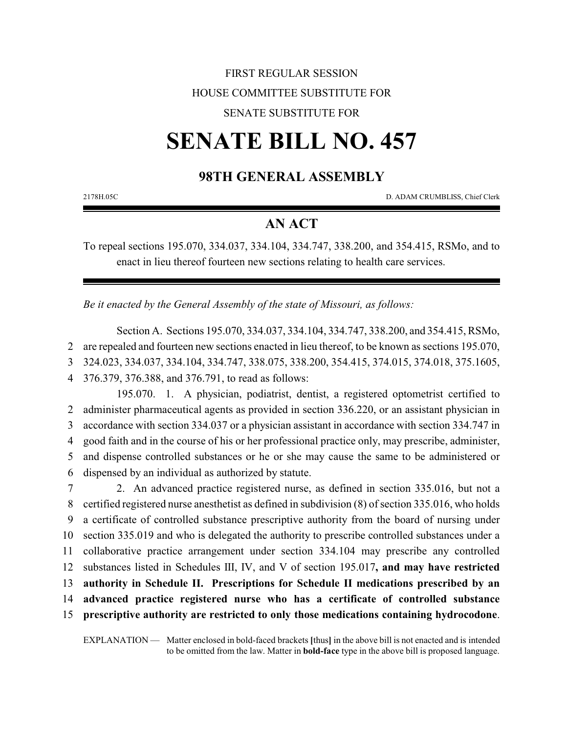FIRST REGULAR SESSION

HOUSE COMMITTEE SUBSTITUTE FOR

SENATE SUBSTITUTE FOR

# SENATE BILL NO. 457

## 98TH GENERAL ASSEMBLY

2178H.05C D. ADAM CRUMBLISS, Chief Clerk

## AN ACT

To repeal sections 195.070, 334.037, 334.104, 334.747, 338.200, and 354.415, RSMo, and to enact in lieu thereof fourteen new sections relating to health care services.

*Be it enacted by the General Assembly of the state of Missouri, as follows:*

Section A. Sections 195.070, 334.037, 334.104, 334.747, 338.200, and 354.415, RSMo, are repealed and fourteen new sections enacted in lieu thereof, to be known as sections 195.070, 324.023, 334.037, 334.104, 334.747, 338.075, 338.200, 354.415, 374.015, 374.018, 375.1605, 376.379, 376.388, and 376.791, to read as follows:

195.070. 1. A physician, podiatrist, dentist, a registered optometrist certified to administer pharmaceutical agents as provided in section 336.220, or an assistant physician in accordance with section 334.037 or a physician assistant in accordance with section 334.747 in good faith and in the course of his or her professional practice only, may prescribe, administer, and dispense controlled substances or he or she may cause the same to be administered or dispensed by an individual as authorized by statute.

2. An advanced practice registered nurse, as defined in section 335.016, but not a certified registered nurse anesthetist as defined in subdivision (8) of section 335.016, who holds a certificate of controlled substance prescriptive authority from the board of nursing under section 335.019 and who is delegated the authority to prescribe controlled substances under a collaborative practice arrangement under section 334.104 may prescribe any controlled substances listed in Schedules III, IV, and V of section 195.017**, and may have restricted authority in Schedule II. Prescriptions for Schedule II medications prescribed by an advanced practice registered nurse who has a certificate of controlled substance prescriptive authority are restricted to only those medications containing hydrocodone**.

EXPLANATION — Matter enclosed in bold-faced brackets **[**thus**]** in the above bill is not enacted and is intended to be omitted from the law. Matter in **bold-face** type in the above bill is proposed language.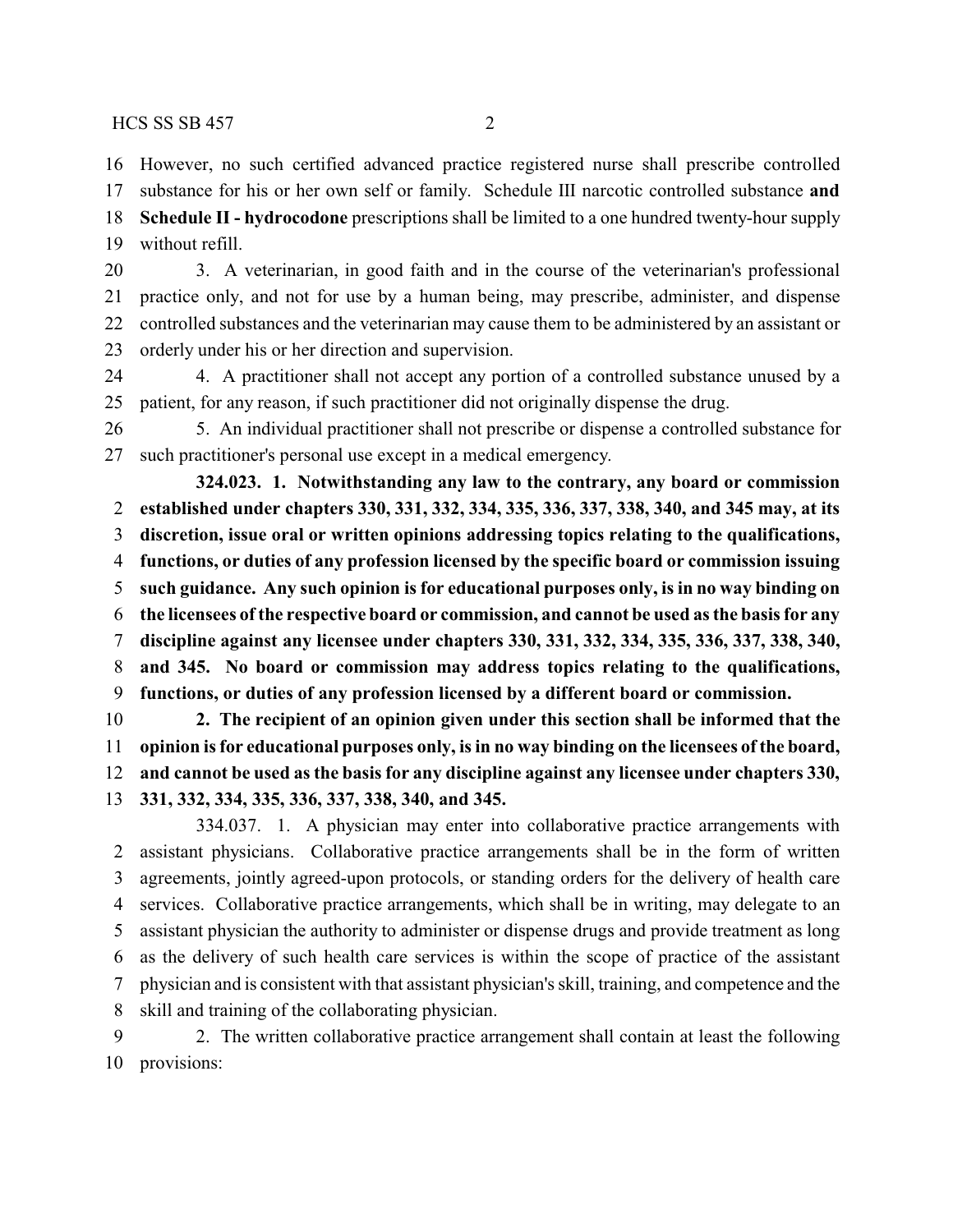However, no such certified advanced practice registered nurse shall prescribe controlled substance for his or her own self or family. Schedule III narcotic controlled substance **and Schedule II - hydrocodone** prescriptions shall be limited to a one hundred twenty-hour supply without refill.

3. A veterinarian, in good faith and in the course of the veterinarian's professional practice only, and not for use by a human being, may prescribe, administer, and dispense controlled substances and the veterinarian may cause them to be administered by an assistant or orderly under his or her direction and supervision.

4. A practitioner shall not accept any portion of a controlled substance unused by a patient, for any reason, if such practitioner did not originally dispense the drug.

5. An individual practitioner shall not prescribe or dispense a controlled substance for such practitioner's personal use except in a medical emergency.

**324.023. 1. Notwithstanding any law to the contrary, any board or commission established under chapters 330, 331, 332, 334, 335, 336, 337, 338, 340, and 345 may, at its discretion, issue oral or written opinions addressing topics relating to the qualifications, functions, or duties of any profession licensed by the specific board or commission issuing such guidance. Any such opinion is for educational purposes only, is in no way binding on the licensees of the respective board or commission, and cannot be used as the basis for any discipline against any licensee under chapters 330, 331, 332, 334, 335, 336, 337, 338, 340, and 345. No board or commission may address topics relating to the qualifications, functions, or duties of any profession licensed by a different board or commission.**

**2. The recipient of an opinion given under this section shall be informed that the opinion is for educational purposes only, is in no way binding on the licensees of the board, and cannot be used as the basis for any discipline against any licensee under chapters 330, 331, 332, 334, 335, 336, 337, 338, 340, and 345.**

334.037. 1. A physician may enter into collaborative practice arrangements with assistant physicians. Collaborative practice arrangements shall be in the form of written agreements, jointly agreed-upon protocols, or standing orders for the delivery of health care services. Collaborative practice arrangements, which shall be in writing, may delegate to an assistant physician the authority to administer or dispense drugs and provide treatment as long as the delivery of such health care services is within the scope of practice of the assistant physician and is consistent with that assistant physician's skill, training, and competence and the skill and training of the collaborating physician.

2. The written collaborative practice arrangement shall contain at least the following provisions: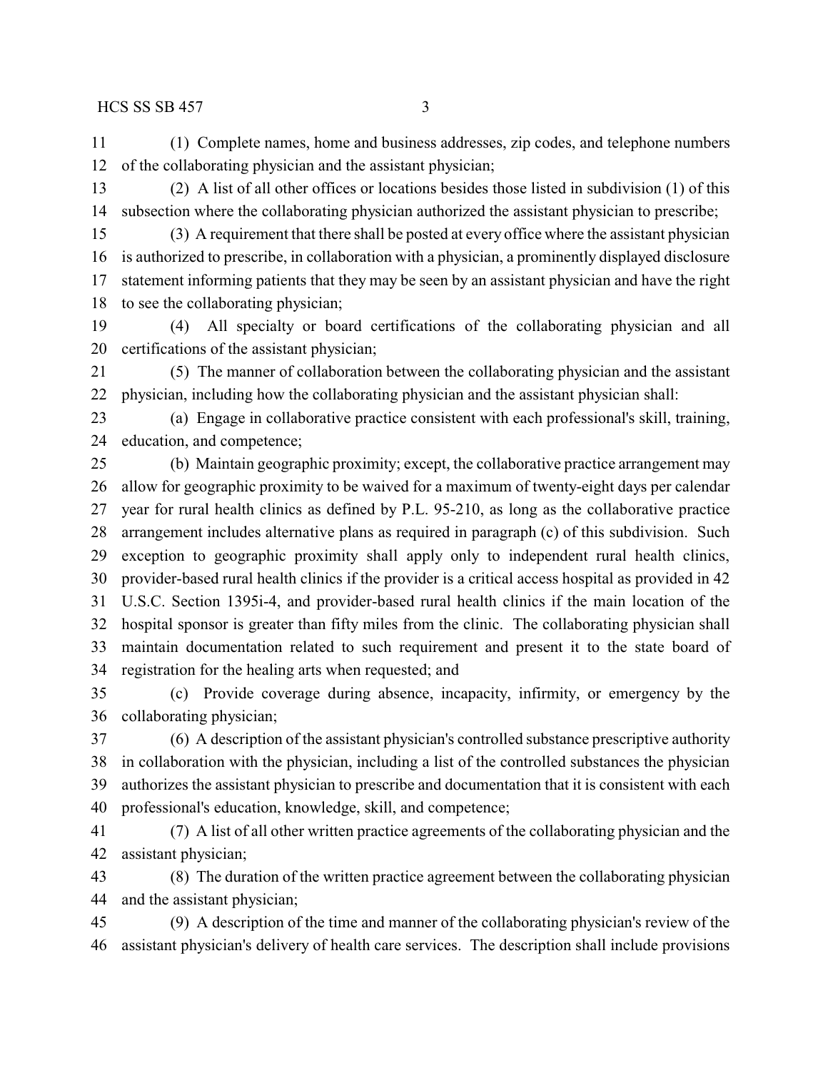(1) Complete names, home and business addresses, zip codes, and telephone numbers of the collaborating physician and the assistant physician;

(2) A list of all other offices or locations besides those listed in subdivision (1) of this subsection where the collaborating physician authorized the assistant physician to prescribe;

(3) A requirement that there shall be posted at every office where the assistant physician is authorized to prescribe, in collaboration with a physician, a prominently displayed disclosure statement informing patients that they may be seen by an assistant physician and have the right to see the collaborating physician;

(4) All specialty or board certifications of the collaborating physician and all certifications of the assistant physician;

(5) The manner of collaboration between the collaborating physician and the assistant physician, including how the collaborating physician and the assistant physician shall:

(a) Engage in collaborative practice consistent with each professional's skill, training, education, and competence;

(b) Maintain geographic proximity; except, the collaborative practice arrangement may allow for geographic proximity to be waived for a maximum of twenty-eight days per calendar year for rural health clinics as defined by P.L. 95-210, as long as the collaborative practice arrangement includes alternative plans as required in paragraph (c) of this subdivision. Such exception to geographic proximity shall apply only to independent rural health clinics, provider-based rural health clinics if the provider is a critical access hospital as provided in 42 U.S.C. Section 1395i-4, and provider-based rural health clinics if the main location of the hospital sponsor is greater than fifty miles from the clinic. The collaborating physician shall maintain documentation related to such requirement and present it to the state board of registration for the healing arts when requested; and

(c) Provide coverage during absence, incapacity, infirmity, or emergency by the collaborating physician;

(6) A description of the assistant physician's controlled substance prescriptive authority in collaboration with the physician, including a list of the controlled substances the physician authorizes the assistant physician to prescribe and documentation that it is consistent with each professional's education, knowledge, skill, and competence;

(7) A list of all other written practice agreements of the collaborating physician and the assistant physician;

(8) The duration of the written practice agreement between the collaborating physician and the assistant physician;

(9) A description of the time and manner of the collaborating physician's review of the assistant physician's delivery of health care services. The description shall include provisions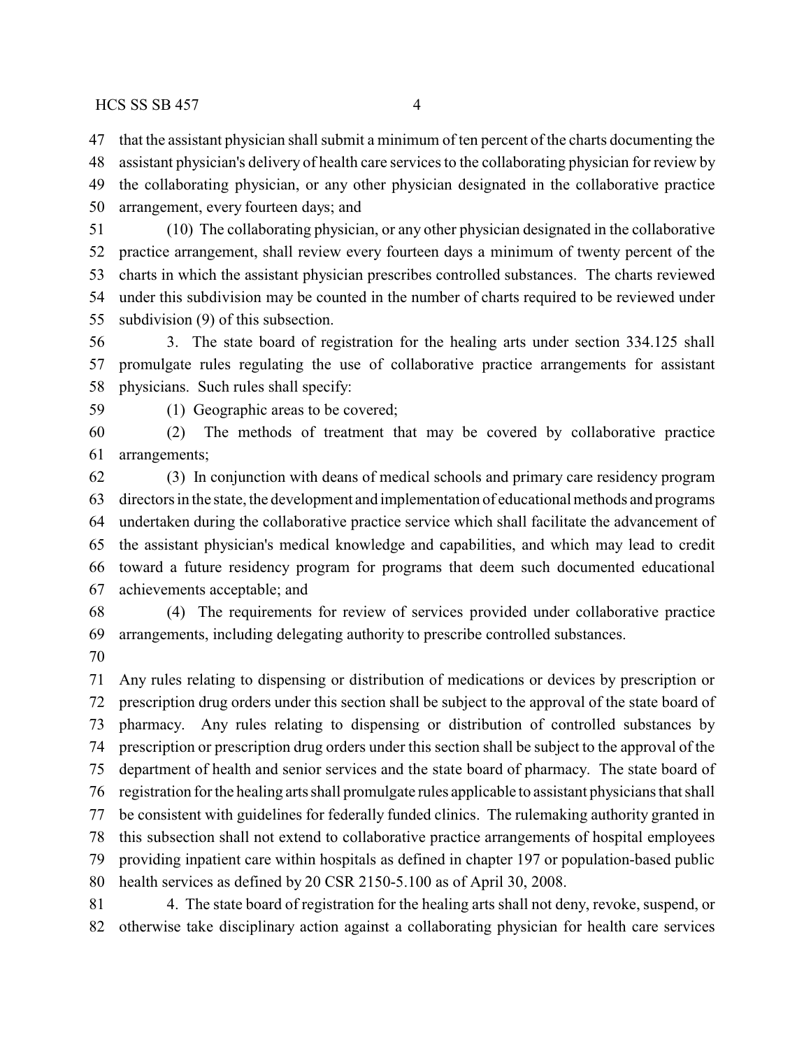that the assistant physician shall submit a minimum of ten percent of the charts documenting the assistant physician's delivery of health care services to the collaborating physician for review by the collaborating physician, or any other physician designated in the collaborative practice arrangement, every fourteen days; and

(10) The collaborating physician, or any other physician designated in the collaborative practice arrangement, shall review every fourteen days a minimum of twenty percent of the charts in which the assistant physician prescribes controlled substances. The charts reviewed under this subdivision may be counted in the number of charts required to be reviewed under subdivision (9) of this subsection.

3. The state board of registration for the healing arts under section 334.125 shall promulgate rules regulating the use of collaborative practice arrangements for assistant physicians. Such rules shall specify:

(1) Geographic areas to be covered;

(2) The methods of treatment that may be covered by collaborative practice arrangements;

(3) In conjunction with deans of medical schools and primary care residency program directors in the state, the development and implementation of educational methods and programs undertaken during the collaborative practice service which shall facilitate the advancement of the assistant physician's medical knowledge and capabilities, and which may lead to credit toward a future residency program for programs that deem such documented educational achievements acceptable; and

(4) The requirements for review of services provided under collaborative practice arrangements, including delegating authority to prescribe controlled substances.

Any rules relating to dispensing or distribution of medications or devices by prescription or prescription drug orders under this section shall be subject to the approval of the state board of pharmacy. Any rules relating to dispensing or distribution of controlled substances by prescription or prescription drug orders under this section shall be subject to the approval of the department of health and senior services and the state board of pharmacy. The state board of registration for the healing arts shall promulgate rules applicable to assistant physicians that shall be consistent with guidelines for federally funded clinics. The rulemaking authority granted in this subsection shall not extend to collaborative practice arrangements of hospital employees providing inpatient care within hospitals as defined in chapter 197 or population-based public health services as defined by 20 CSR 2150-5.100 as of April 30, 2008.

4. The state board of registration for the healing arts shall not deny, revoke, suspend, or otherwise take disciplinary action against a collaborating physician for health care services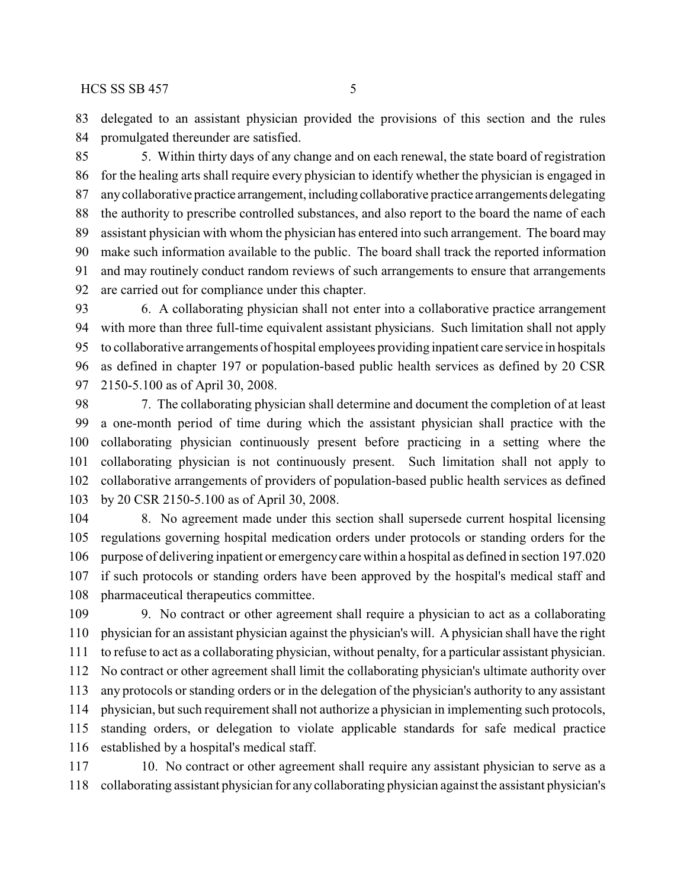delegated to an assistant physician provided the provisions of this section and the rules promulgated thereunder are satisfied.

5. Within thirty days of any change and on each renewal, the state board of registration for the healing arts shall require every physician to identify whether the physician is engaged in any collaborative practice arrangement, including collaborative practice arrangements delegating the authority to prescribe controlled substances, and also report to the board the name of each assistant physician with whom the physician has entered into such arrangement. The board may make such information available to the public. The board shall track the reported information and may routinely conduct random reviews of such arrangements to ensure that arrangements are carried out for compliance under this chapter.

6. A collaborating physician shall not enter into a collaborative practice arrangement with more than three full-time equivalent assistant physicians. Such limitation shall not apply to collaborative arrangements of hospital employees providing inpatient care service in hospitals as defined in chapter 197 or population-based public health services as defined by 20 CSR 2150-5.100 as of April 30, 2008.

7. The collaborating physician shall determine and document the completion of at least a one-month period of time during which the assistant physician shall practice with the collaborating physician continuously present before practicing in a setting where the collaborating physician is not continuously present. Such limitation shall not apply to collaborative arrangements of providers of population-based public health services as defined by 20 CSR 2150-5.100 as of April 30, 2008.

8. No agreement made under this section shall supersede current hospital licensing regulations governing hospital medication orders under protocols or standing orders for the purpose of delivering inpatient or emergency care within a hospital as defined in section 197.020 if such protocols or standing orders have been approved by the hospital's medical staff and pharmaceutical therapeutics committee.

9. No contract or other agreement shall require a physician to act as a collaborating physician for an assistant physician against the physician's will. A physician shall have the right to refuse to act as a collaborating physician, without penalty, for a particular assistant physician. No contract or other agreement shall limit the collaborating physician's ultimate authority over any protocols or standing orders or in the delegation of the physician's authority to any assistant physician, but such requirement shall not authorize a physician in implementing such protocols, standing orders, or delegation to violate applicable standards for safe medical practice established by a hospital's medical staff.

10. No contract or other agreement shall require any assistant physician to serve as a collaborating assistant physician for any collaborating physician against the assistant physician's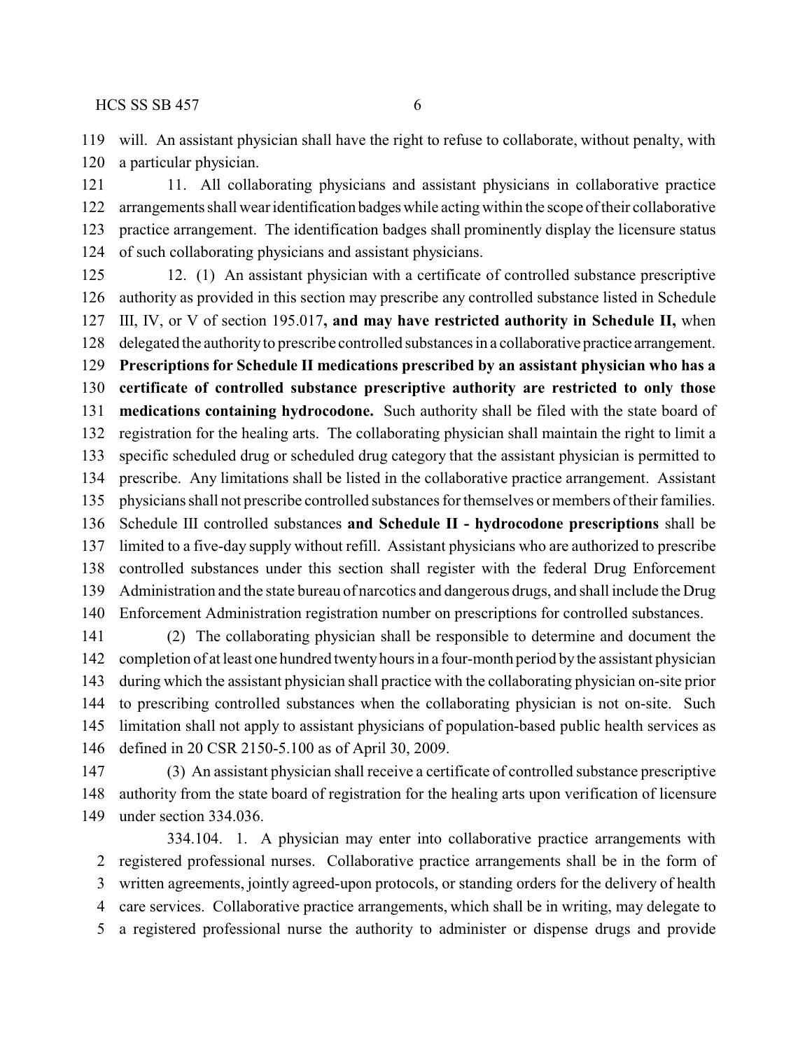will. An assistant physician shall have the right to refuse to collaborate, without penalty, with a particular physician.

11. All collaborating physicians and assistant physicians in collaborative practice arrangements shall wear identification badges while acting within the scope of their collaborative practice arrangement. The identification badges shall prominently display the licensure status of such collaborating physicians and assistant physicians.

12. (1) An assistant physician with a certificate of controlled substance prescriptive authority as provided in this section may prescribe any controlled substance listed in Schedule III, IV, or V of section 195.017**, and may have restricted authority in Schedule II,** when delegated the authority to prescribe controlled substances in a collaborative practice arrangement. **Prescriptions for Schedule II medications prescribed by an assistant physician who has a certificate of controlled substance prescriptive authority are restricted to only those medications containing hydrocodone.** Such authority shall be filed with the state board of registration for the healing arts. The collaborating physician shall maintain the right to limit a specific scheduled drug or scheduled drug category that the assistant physician is permitted to prescribe. Any limitations shall be listed in the collaborative practice arrangement. Assistant physicians shall not prescribe controlled substances for themselves or members of their families. Schedule III controlled substances **and Schedule II - hydrocodone prescriptions** shall be limited to a five-day supply without refill. Assistant physicians who are authorized to prescribe controlled substances under this section shall register with the federal Drug Enforcement Administration and the state bureau of narcotics and dangerous drugs, and shall include the Drug Enforcement Administration registration number on prescriptions for controlled substances.

(2) The collaborating physician shall be responsible to determine and document the completion of at least one hundred twenty hours in a four-month period by the assistant physician during which the assistant physician shall practice with the collaborating physician on-site prior to prescribing controlled substances when the collaborating physician is not on-site. Such limitation shall not apply to assistant physicians of population-based public health services as defined in 20 CSR 2150-5.100 as of April 30, 2009.

(3) An assistant physician shall receive a certificate of controlled substance prescriptive authority from the state board of registration for the healing arts upon verification of licensure under section 334.036.

334.104. 1. A physician may enter into collaborative practice arrangements with registered professional nurses. Collaborative practice arrangements shall be in the form of written agreements, jointly agreed-upon protocols, or standing orders for the delivery of health care services. Collaborative practice arrangements, which shall be in writing, may delegate to a registered professional nurse the authority to administer or dispense drugs and provide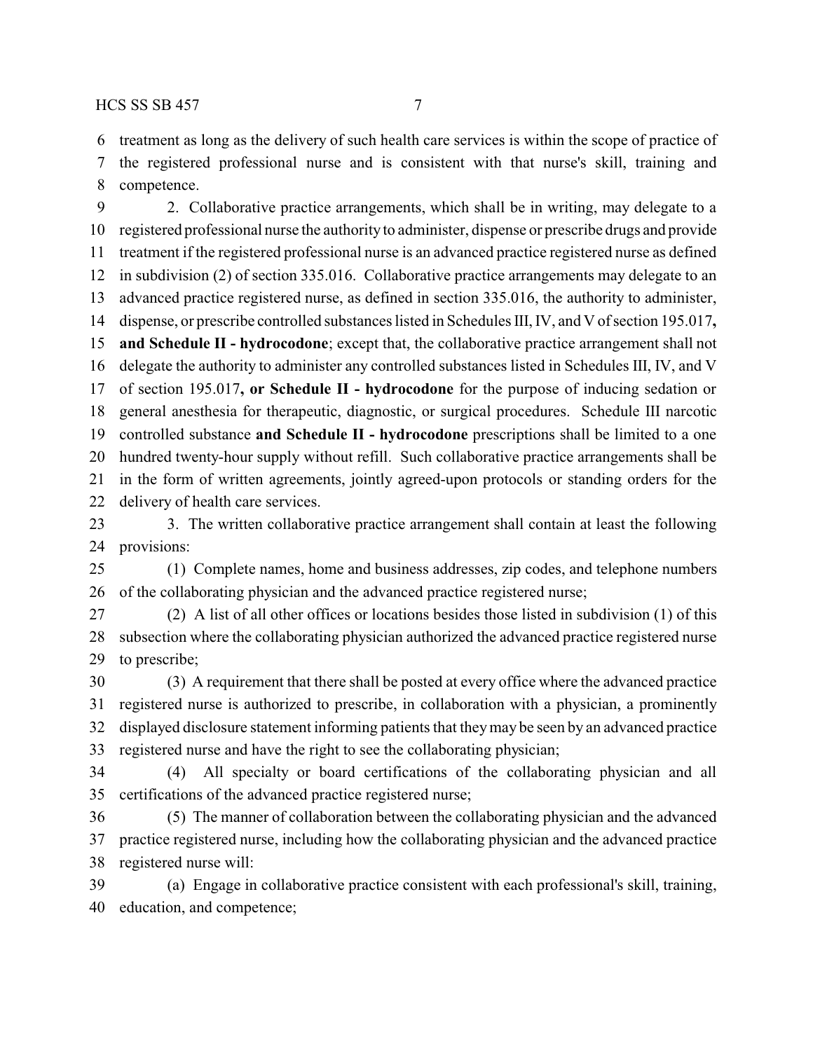treatment as long as the delivery of such health care services is within the scope of practice of the registered professional nurse and is consistent with that nurse's skill, training and competence.

2. Collaborative practice arrangements, which shall be in writing, may delegate to a registered professional nurse the authority to administer, dispense or prescribe drugs and provide treatment if the registered professional nurse is an advanced practice registered nurse as defined in subdivision (2) of section 335.016. Collaborative practice arrangements may delegate to an advanced practice registered nurse, as defined in section 335.016, the authority to administer, dispense, or prescribe controlled substances listed in Schedules III, IV, and V of section 195.017**, and Schedule II - hydrocodone**; except that, the collaborative practice arrangement shall not delegate the authority to administer any controlled substances listed in Schedules III, IV, and V of section 195.017**, or Schedule II - hydrocodone** for the purpose of inducing sedation or general anesthesia for therapeutic, diagnostic, or surgical procedures. Schedule III narcotic controlled substance **and Schedule II - hydrocodone** prescriptions shall be limited to a one hundred twenty-hour supply without refill. Such collaborative practice arrangements shall be in the form of written agreements, jointly agreed-upon protocols or standing orders for the delivery of health care services.

3. The written collaborative practice arrangement shall contain at least the following provisions:

(1) Complete names, home and business addresses, zip codes, and telephone numbers of the collaborating physician and the advanced practice registered nurse;

(2) A list of all other offices or locations besides those listed in subdivision (1) of this subsection where the collaborating physician authorized the advanced practice registered nurse to prescribe;

(3) A requirement that there shall be posted at every office where the advanced practice registered nurse is authorized to prescribe, in collaboration with a physician, a prominently displayed disclosure statement informing patients that they may be seen by an advanced practice registered nurse and have the right to see the collaborating physician;

(4) All specialty or board certifications of the collaborating physician and all certifications of the advanced practice registered nurse;

(5) The manner of collaboration between the collaborating physician and the advanced practice registered nurse, including how the collaborating physician and the advanced practice registered nurse will:

(a) Engage in collaborative practice consistent with each professional's skill, training, education, and competence;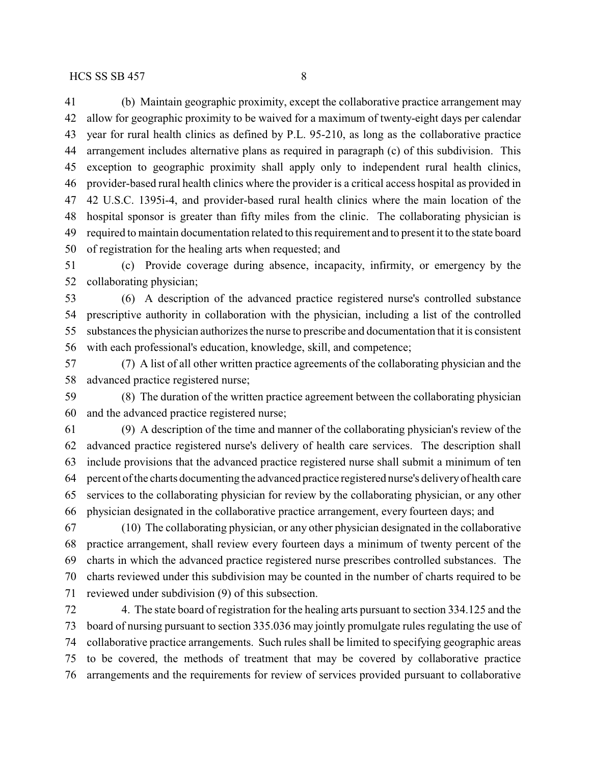(b) Maintain geographic proximity, except the collaborative practice arrangement may allow for geographic proximity to be waived for a maximum of twenty-eight days per calendar year for rural health clinics as defined by P.L. 95-210, as long as the collaborative practice arrangement includes alternative plans as required in paragraph (c) of this subdivision. This exception to geographic proximity shall apply only to independent rural health clinics, provider-based rural health clinics where the provider is a critical access hospital as provided in 42 U.S.C. 1395i-4, and provider-based rural health clinics where the main location of the hospital sponsor is greater than fifty miles from the clinic. The collaborating physician is required to maintain documentation related to this requirement and to present it to the state board of registration for the healing arts when requested; and

(c) Provide coverage during absence, incapacity, infirmity, or emergency by the collaborating physician;

(6) A description of the advanced practice registered nurse's controlled substance prescriptive authority in collaboration with the physician, including a list of the controlled substances the physician authorizes the nurse to prescribe and documentation that it is consistent with each professional's education, knowledge, skill, and competence;

(7) A list of all other written practice agreements of the collaborating physician and the advanced practice registered nurse;

(8) The duration of the written practice agreement between the collaborating physician and the advanced practice registered nurse;

(9) A description of the time and manner of the collaborating physician's review of the advanced practice registered nurse's delivery of health care services. The description shall include provisions that the advanced practice registered nurse shall submit a minimum of ten percent of the charts documenting the advanced practice registered nurse's delivery of health care services to the collaborating physician for review by the collaborating physician, or any other physician designated in the collaborative practice arrangement, every fourteen days; and

(10) The collaborating physician, or any other physician designated in the collaborative practice arrangement, shall review every fourteen days a minimum of twenty percent of the charts in which the advanced practice registered nurse prescribes controlled substances. The charts reviewed under this subdivision may be counted in the number of charts required to be reviewed under subdivision (9) of this subsection.

4. The state board of registration for the healing arts pursuant to section 334.125 and the board of nursing pursuant to section 335.036 may jointly promulgate rules regulating the use of collaborative practice arrangements. Such rules shall be limited to specifying geographic areas to be covered, the methods of treatment that may be covered by collaborative practice arrangements and the requirements for review of services provided pursuant to collaborative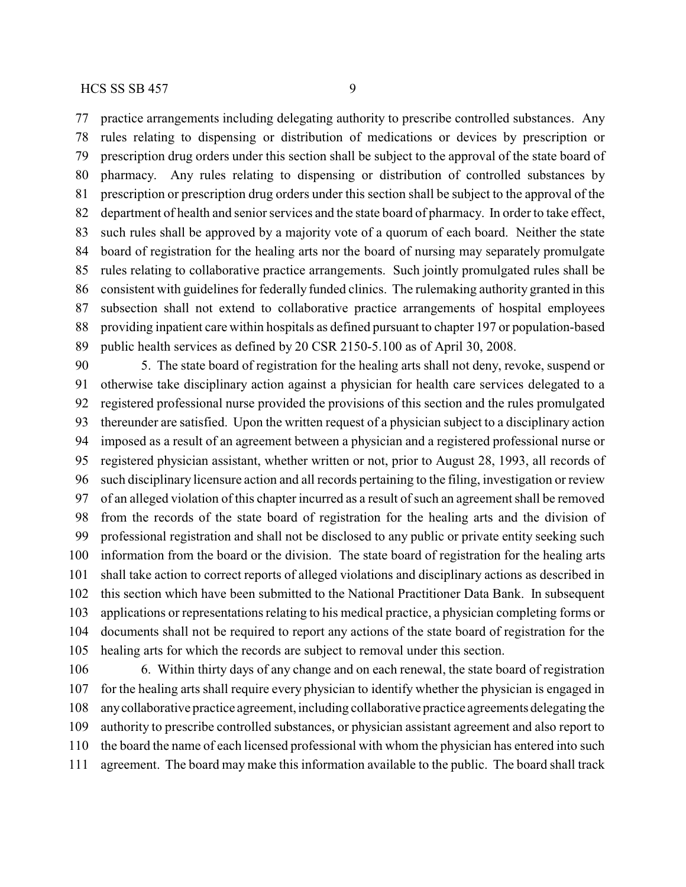practice arrangements including delegating authority to prescribe controlled substances. Any rules relating to dispensing or distribution of medications or devices by prescription or prescription drug orders under this section shall be subject to the approval of the state board of pharmacy. Any rules relating to dispensing or distribution of controlled substances by prescription or prescription drug orders under this section shall be subject to the approval of the department of health and senior services and the state board of pharmacy. In order to take effect, such rules shall be approved by a majority vote of a quorum of each board. Neither the state board of registration for the healing arts nor the board of nursing may separately promulgate rules relating to collaborative practice arrangements. Such jointly promulgated rules shall be consistent with guidelines for federally funded clinics. The rulemaking authority granted in this subsection shall not extend to collaborative practice arrangements of hospital employees providing inpatient care within hospitals as defined pursuant to chapter 197 or population-based public health services as defined by 20 CSR 2150-5.100 as of April 30, 2008.

5. The state board of registration for the healing arts shall not deny, revoke, suspend or otherwise take disciplinary action against a physician for health care services delegated to a registered professional nurse provided the provisions of this section and the rules promulgated thereunder are satisfied. Upon the written request of a physician subject to a disciplinary action imposed as a result of an agreement between a physician and a registered professional nurse or registered physician assistant, whether written or not, prior to August 28, 1993, all records of such disciplinary licensure action and all records pertaining to the filing, investigation or review of an alleged violation of this chapter incurred as a result of such an agreement shall be removed from the records of the state board of registration for the healing arts and the division of professional registration and shall not be disclosed to any public or private entity seeking such information from the board or the division. The state board of registration for the healing arts shall take action to correct reports of alleged violations and disciplinary actions as described in this section which have been submitted to the National Practitioner Data Bank. In subsequent applications or representations relating to his medical practice, a physician completing forms or documents shall not be required to report any actions of the state board of registration for the healing arts for which the records are subject to removal under this section.

6. Within thirty days of any change and on each renewal, the state board of registration for the healing arts shall require every physician to identify whether the physician is engaged in any collaborative practice agreement, including collaborative practice agreements delegating the authority to prescribe controlled substances, or physician assistant agreement and also report to the board the name of each licensed professional with whom the physician has entered into such agreement. The board may make this information available to the public. The board shall track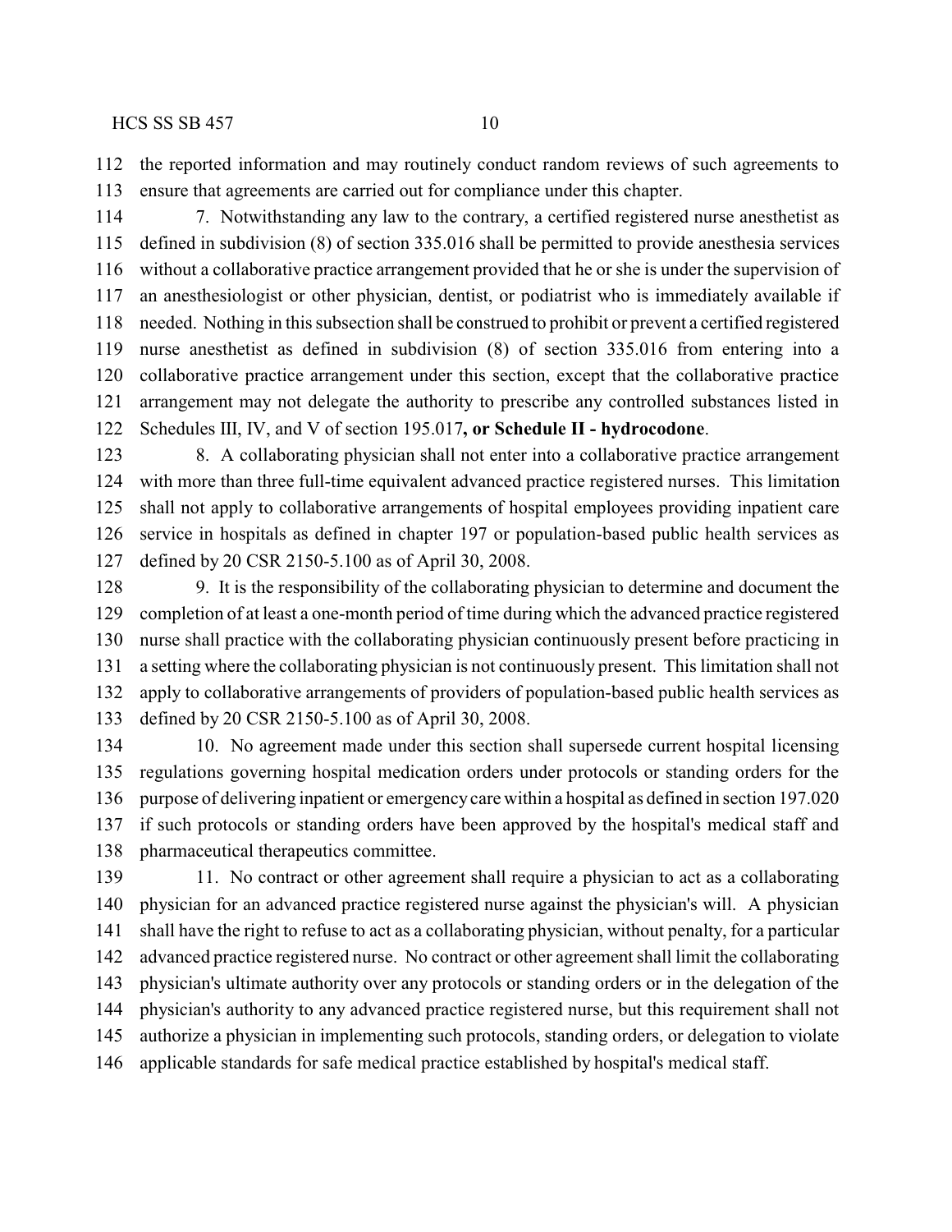112 the reported information and may routinely conduct random reviews of such agreements to
113 ensure that agreements are carried out for compliance under this chapter.

114 7. Notwithstanding any law to the contrary, a certified registered nurse anesthetist as
115 defined in subdivision (8) of section 335.016 shall be permitted to provide anesthesia services
116 without a collaborative practice arrangement provided that he or she is under the supervision of
117 an anesthesiologist or other physician, dentist, or podiatrist who is immediately available if
118 needed. Nothing in this subsection shall be construed to prohibit or prevent a certified registered
119 nurse anesthetist as defined in subdivision (8) of section 335.016 from entering into a
120 collaborative practice arrangement under this section, except that the collaborative practice
121 arrangement may not delegate the authority to prescribe any controlled substances listed in
122 Schedules III, IV, and V of section 195.017**, or Schedule II - hydrocodone**.

123 8. A collaborating physician shall not enter into a collaborative practice arrangement
124 with more than three full-time equivalent advanced practice registered nurses. This limitation
125 shall not apply to collaborative arrangements of hospital employees providing inpatient care
126 service in hospitals as defined in chapter 197 or population-based public health services as
127 defined by 20 CSR 2150-5.100 as of April 30, 2008.

128 9. It is the responsibility of the collaborating physician to determine and document the
129 completion of at least a one-month period of time during which the advanced practice registered
130 nurse shall practice with the collaborating physician continuously present before practicing in
131 a setting where the collaborating physician is not continuously present. This limitation shall not
132 apply to collaborative arrangements of providers of population-based public health services as
133 defined by 20 CSR 2150-5.100 as of April 30, 2008.

134 10. No agreement made under this section shall supersede current hospital licensing
135 regulations governing hospital medication orders under protocols or standing orders for the
136 purpose of delivering inpatient or emergency care within a hospital as defined in section 197.020
137 if such protocols or standing orders have been approved by the hospital's medical staff and
138 pharmaceutical therapeutics committee.

139 11. No contract or other agreement shall require a physician to act as a collaborating
140 physician for an advanced practice registered nurse against the physician's will. A physician
141 shall have the right to refuse to act as a collaborating physician, without penalty, for a particular
142 advanced practice registered nurse. No contract or other agreement shall limit the collaborating
143 physician's ultimate authority over any protocols or standing orders or in the delegation of the
144 physician's authority to any advanced practice registered nurse, but this requirement shall not
145 authorize a physician in implementing such protocols, standing orders, or delegation to violate
146 applicable standards for safe medical practice established by hospital's medical staff.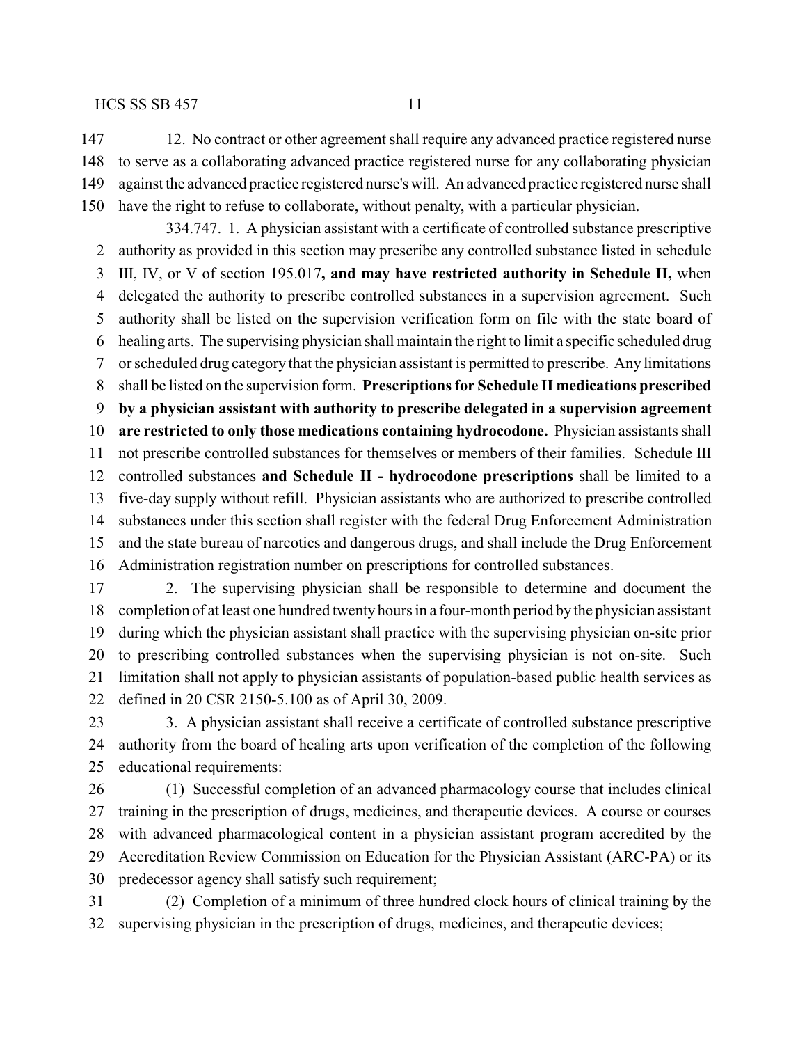12. No contract or other agreement shall require any advanced practice registered nurse to serve as a collaborating advanced practice registered nurse for any collaborating physician against the advanced practice registered nurse's will. An advanced practice registered nurse shall have the right to refuse to collaborate, without penalty, with a particular physician.

334.747. 1. A physician assistant with a certificate of controlled substance prescriptive authority as provided in this section may prescribe any controlled substance listed in schedule III, IV, or V of section 195.017**, and may have restricted authority in Schedule II,** when delegated the authority to prescribe controlled substances in a supervision agreement. Such authority shall be listed on the supervision verification form on file with the state board of healing arts. The supervising physician shall maintain the right to limit a specific scheduled drug or scheduled drug category that the physician assistant is permitted to prescribe. Any limitations shall be listed on the supervision form. **Prescriptions for Schedule II medications prescribed by a physician assistant with authority to prescribe delegated in a supervision agreement are restricted to only those medications containing hydrocodone.** Physician assistants shall not prescribe controlled substances for themselves or members of their families. Schedule III controlled substances **and Schedule II - hydrocodone prescriptions** shall be limited to a five-day supply without refill. Physician assistants who are authorized to prescribe controlled substances under this section shall register with the federal Drug Enforcement Administration and the state bureau of narcotics and dangerous drugs, and shall include the Drug Enforcement Administration registration number on prescriptions for controlled substances.

2. The supervising physician shall be responsible to determine and document the completion of at least one hundred twenty hours in a four-month period by the physician assistant during which the physician assistant shall practice with the supervising physician on-site prior to prescribing controlled substances when the supervising physician is not on-site. Such limitation shall not apply to physician assistants of population-based public health services as defined in 20 CSR 2150-5.100 as of April 30, 2009.

3. A physician assistant shall receive a certificate of controlled substance prescriptive authority from the board of healing arts upon verification of the completion of the following educational requirements:

(1) Successful completion of an advanced pharmacology course that includes clinical training in the prescription of drugs, medicines, and therapeutic devices. A course or courses with advanced pharmacological content in a physician assistant program accredited by the Accreditation Review Commission on Education for the Physician Assistant (ARC-PA) or its predecessor agency shall satisfy such requirement;

(2) Completion of a minimum of three hundred clock hours of clinical training by the supervising physician in the prescription of drugs, medicines, and therapeutic devices;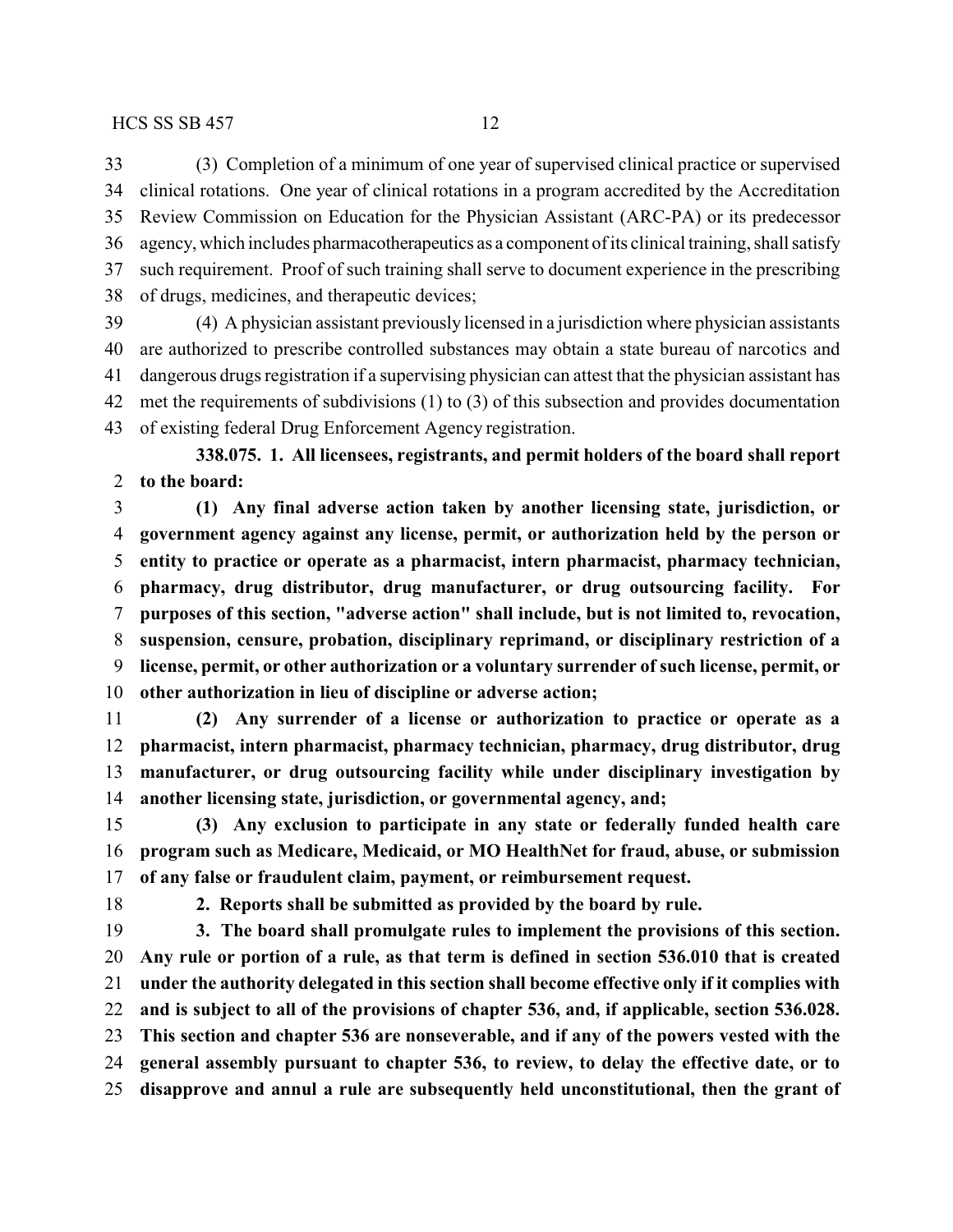(3) Completion of a minimum of one year of supervised clinical practice or supervised clinical rotations. One year of clinical rotations in a program accredited by the Accreditation Review Commission on Education for the Physician Assistant (ARC-PA) or its predecessor agency, which includes pharmacotherapeutics as a component of its clinical training, shall satisfy such requirement. Proof of such training shall serve to document experience in the prescribing of drugs, medicines, and therapeutic devices;

(4) A physician assistant previously licensed in a jurisdiction where physician assistants are authorized to prescribe controlled substances may obtain a state bureau of narcotics and dangerous drugs registration if a supervising physician can attest that the physician assistant has met the requirements of subdivisions (1) to (3) of this subsection and provides documentation of existing federal Drug Enforcement Agency registration.

**338.075. 1. All licensees, registrants, and permit holders of the board shall report to the board:**

**(1) Any final adverse action taken by another licensing state, jurisdiction, or government agency against any license, permit, or authorization held by the person or entity to practice or operate as a pharmacist, intern pharmacist, pharmacy technician, pharmacy, drug distributor, drug manufacturer, or drug outsourcing facility. For purposes of this section, "adverse action" shall include, but is not limited to, revocation, suspension, censure, probation, disciplinary reprimand, or disciplinary restriction of a license, permit, or other authorization or a voluntary surrender of such license, permit, or other authorization in lieu of discipline or adverse action;**

**(2) Any surrender of a license or authorization to practice or operate as a pharmacist, intern pharmacist, pharmacy technician, pharmacy, drug distributor, drug manufacturer, or drug outsourcing facility while under disciplinary investigation by another licensing state, jurisdiction, or governmental agency, and;**

**(3) Any exclusion to participate in any state or federally funded health care program such as Medicare, Medicaid, or MO HealthNet for fraud, abuse, or submission of any false or fraudulent claim, payment, or reimbursement request.**

**2. Reports shall be submitted as provided by the board by rule.**

**3. The board shall promulgate rules to implement the provisions of this section. Any rule or portion of a rule, as that term is defined in section 536.010 that is created under the authority delegated in this section shall become effective only if it complies with and is subject to all of the provisions of chapter 536, and, if applicable, section 536.028. This section and chapter 536 are nonseverable, and if any of the powers vested with the general assembly pursuant to chapter 536, to review, to delay the effective date, or to disapprove and annul a rule are subsequently held unconstitutional, then the grant of**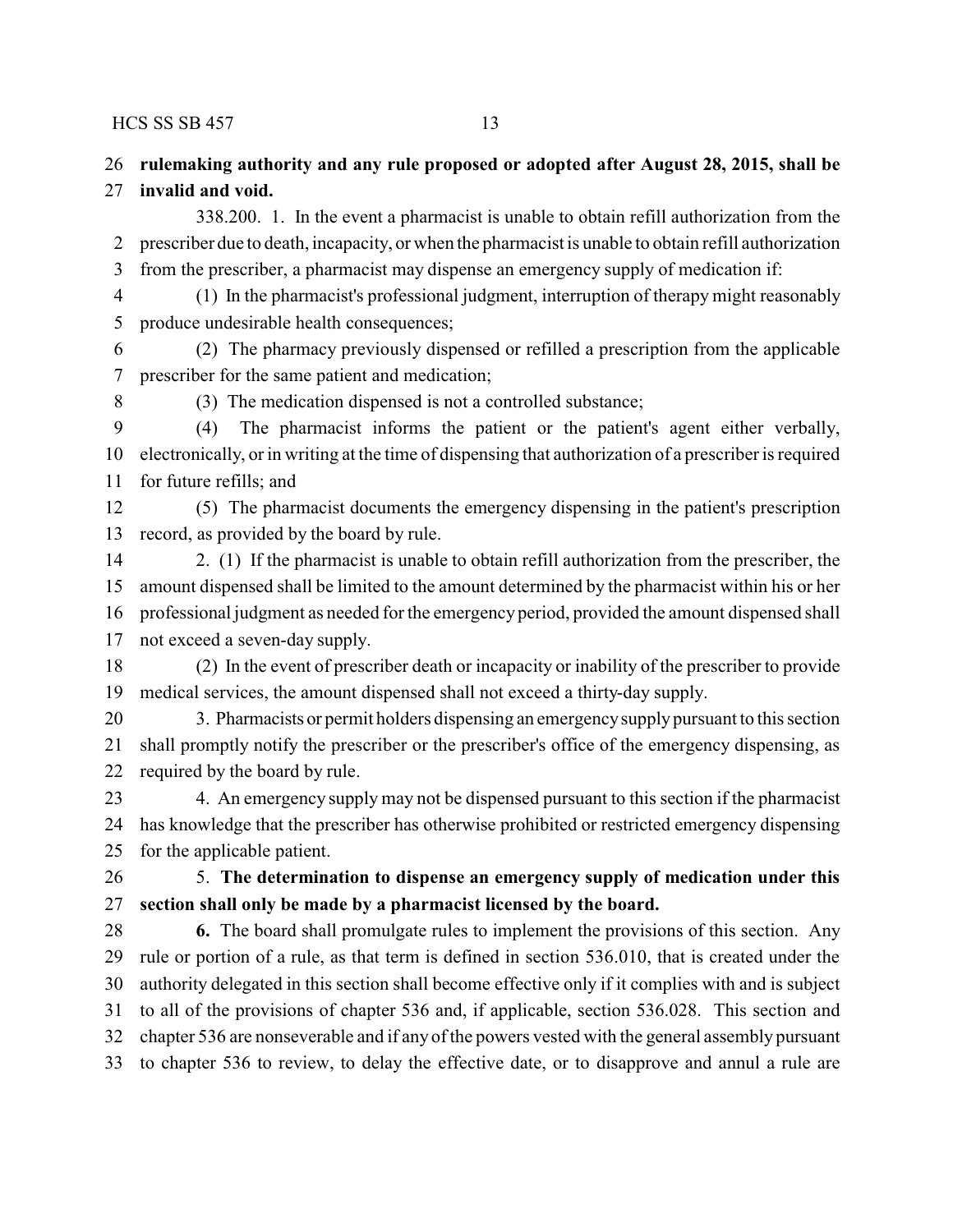**rulemaking authority and any rule proposed or adopted after August 28, 2015, shall be invalid and void.**

338.200. 1. In the event a pharmacist is unable to obtain refill authorization from the prescriber due to death, incapacity, or when the pharmacist is unable to obtain refill authorization from the prescriber, a pharmacist may dispense an emergency supply of medication if:

(1) In the pharmacist's professional judgment, interruption of therapy might reasonably produce undesirable health consequences;

(2) The pharmacy previously dispensed or refilled a prescription from the applicable prescriber for the same patient and medication;

(3) The medication dispensed is not a controlled substance;

(4) The pharmacist informs the patient or the patient's agent either verbally, electronically, or in writing at the time of dispensing that authorization of a prescriber is required for future refills; and

(5) The pharmacist documents the emergency dispensing in the patient's prescription record, as provided by the board by rule.

2. (1) If the pharmacist is unable to obtain refill authorization from the prescriber, the amount dispensed shall be limited to the amount determined by the pharmacist within his or her professional judgment as needed for the emergency period, provided the amount dispensed shall not exceed a seven-day supply.

(2) In the event of prescriber death or incapacity or inability of the prescriber to provide medical services, the amount dispensed shall not exceed a thirty-day supply.

3. Pharmacists or permit holders dispensing an emergency supply pursuant to this section shall promptly notify the prescriber or the prescriber's office of the emergency dispensing, as required by the board by rule.

4. An emergency supply may not be dispensed pursuant to this section if the pharmacist has knowledge that the prescriber has otherwise prohibited or restricted emergency dispensing for the applicable patient.

5. **The determination to dispense an emergency supply of medication under this section shall only be made by a pharmacist licensed by the board.**

**6.** The board shall promulgate rules to implement the provisions of this section. Any rule or portion of a rule, as that term is defined in section 536.010, that is created under the authority delegated in this section shall become effective only if it complies with and is subject to all of the provisions of chapter 536 and, if applicable, section 536.028. This section and chapter 536 are nonseverable and if any of the powers vested with the general assembly pursuant to chapter 536 to review, to delay the effective date, or to disapprove and annul a rule are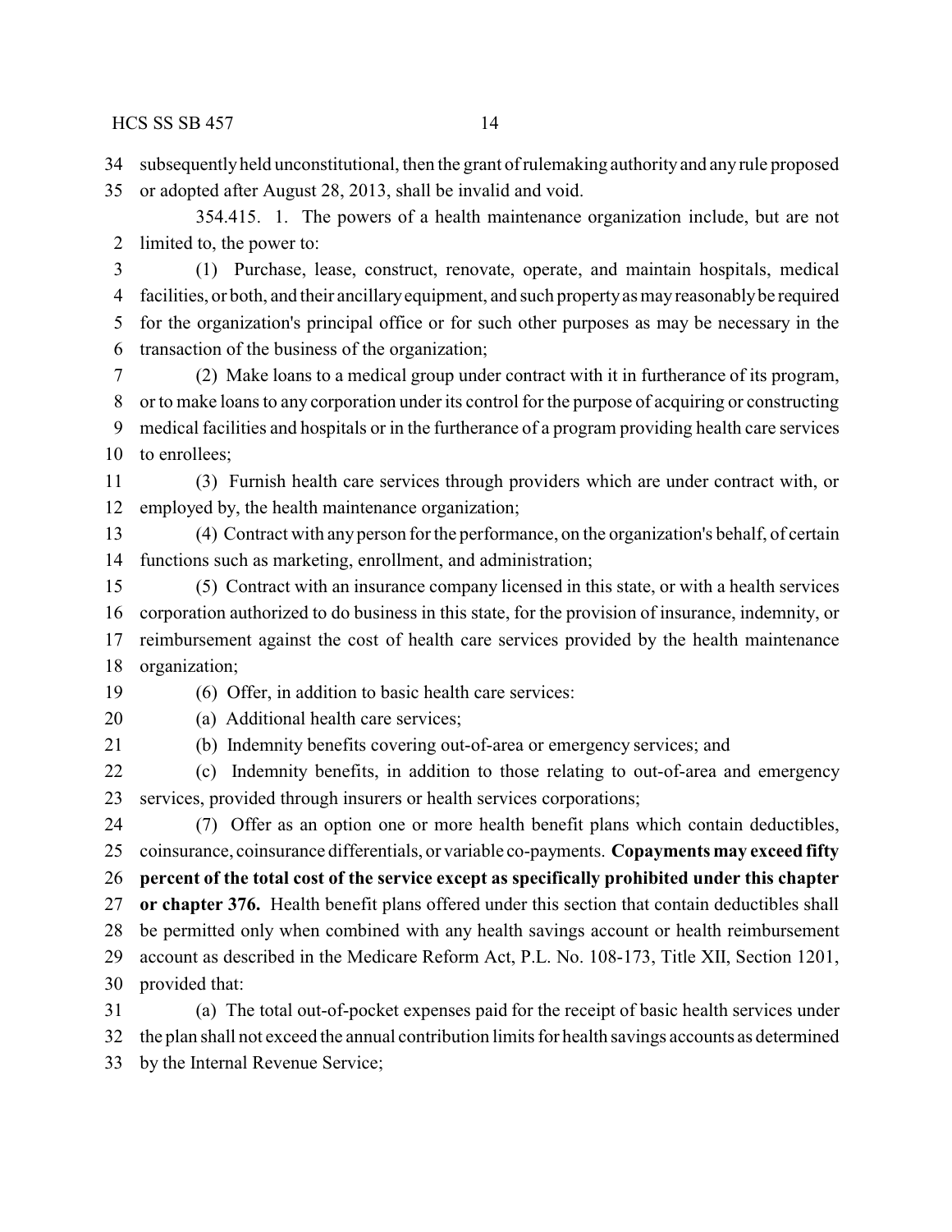subsequently held unconstitutional, then the grant of rulemaking authority and any rule proposed or adopted after August 28, 2013, shall be invalid and void.

354.415. 1. The powers of a health maintenance organization include, but are not limited to, the power to:

(1) Purchase, lease, construct, renovate, operate, and maintain hospitals, medical facilities, or both, and their ancillary equipment, and such property as may reasonably be required for the organization's principal office or for such other purposes as may be necessary in the transaction of the business of the organization;

(2) Make loans to a medical group under contract with it in furtherance of its program, or to make loans to any corporation under its control for the purpose of acquiring or constructing medical facilities and hospitals or in the furtherance of a program providing health care services to enrollees;

(3) Furnish health care services through providers which are under contract with, or employed by, the health maintenance organization;

(4) Contract with any person for the performance, on the organization's behalf, of certain functions such as marketing, enrollment, and administration;

(5) Contract with an insurance company licensed in this state, or with a health services corporation authorized to do business in this state, for the provision of insurance, indemnity, or reimbursement against the cost of health care services provided by the health maintenance organization;

(6) Offer, in addition to basic health care services:

(a) Additional health care services;

(b) Indemnity benefits covering out-of-area or emergency services; and

(c) Indemnity benefits, in addition to those relating to out-of-area and emergency services, provided through insurers or health services corporations;

(7) Offer as an option one or more health benefit plans which contain deductibles, coinsurance, coinsurance differentials, or variable co-payments. **Copayments may exceed fifty percent of the total cost of the service except as specifically prohibited under this chapter or chapter 376.** Health benefit plans offered under this section that contain deductibles shall be permitted only when combined with any health savings account or health reimbursement account as described in the Medicare Reform Act, P.L. No. 108-173, Title XII, Section 1201, provided that:

(a) The total out-of-pocket expenses paid for the receipt of basic health services under the plan shall not exceed the annual contribution limits for health savings accounts as determined by the Internal Revenue Service;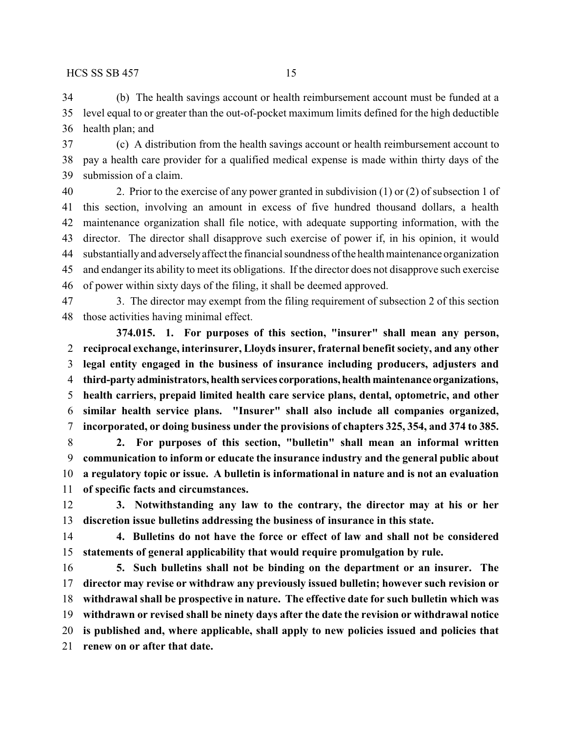(b) The health savings account or health reimbursement account must be funded at a level equal to or greater than the out-of-pocket maximum limits defined for the high deductible health plan; and

(c) A distribution from the health savings account or health reimbursement account to pay a health care provider for a qualified medical expense is made within thirty days of the submission of a claim.

2. Prior to the exercise of any power granted in subdivision (1) or (2) of subsection 1 of this section, involving an amount in excess of five hundred thousand dollars, a health maintenance organization shall file notice, with adequate supporting information, with the director. The director shall disapprove such exercise of power if, in his opinion, it would substantially and adversely affect the financial soundness of the health maintenance organization and endanger its ability to meet its obligations. If the director does not disapprove such exercise of power within sixty days of the filing, it shall be deemed approved.

3. The director may exempt from the filing requirement of subsection 2 of this section those activities having minimal effect.

**374.015. 1. For purposes of this section, "insurer" shall mean any person, reciprocal exchange, interinsurer, Lloyds insurer, fraternal benefit society, and any other legal entity engaged in the business of insurance including producers, adjusters and third-party administrators, health services corporations, health maintenance organizations, health carriers, prepaid limited health care service plans, dental, optometric, and other similar health service plans. "Insurer" shall also include all companies organized, incorporated, or doing business under the provisions of chapters 325, 354, and 374 to 385.**

**2. For purposes of this section, "bulletin" shall mean an informal written communication to inform or educate the insurance industry and the general public about a regulatory topic or issue. A bulletin is informational in nature and is not an evaluation of specific facts and circumstances.**

**3. Notwithstanding any law to the contrary, the director may at his or her discretion issue bulletins addressing the business of insurance in this state.**

**4. Bulletins do not have the force or effect of law and shall not be considered statements of general applicability that would require promulgation by rule.**

**5. Such bulletins shall not be binding on the department or an insurer. The director may revise or withdraw any previously issued bulletin; however such revision or withdrawal shall be prospective in nature. The effective date for such bulletin which was withdrawn or revised shall be ninety days after the date the revision or withdrawal notice is published and, where applicable, shall apply to new policies issued and policies that renew on or after that date.**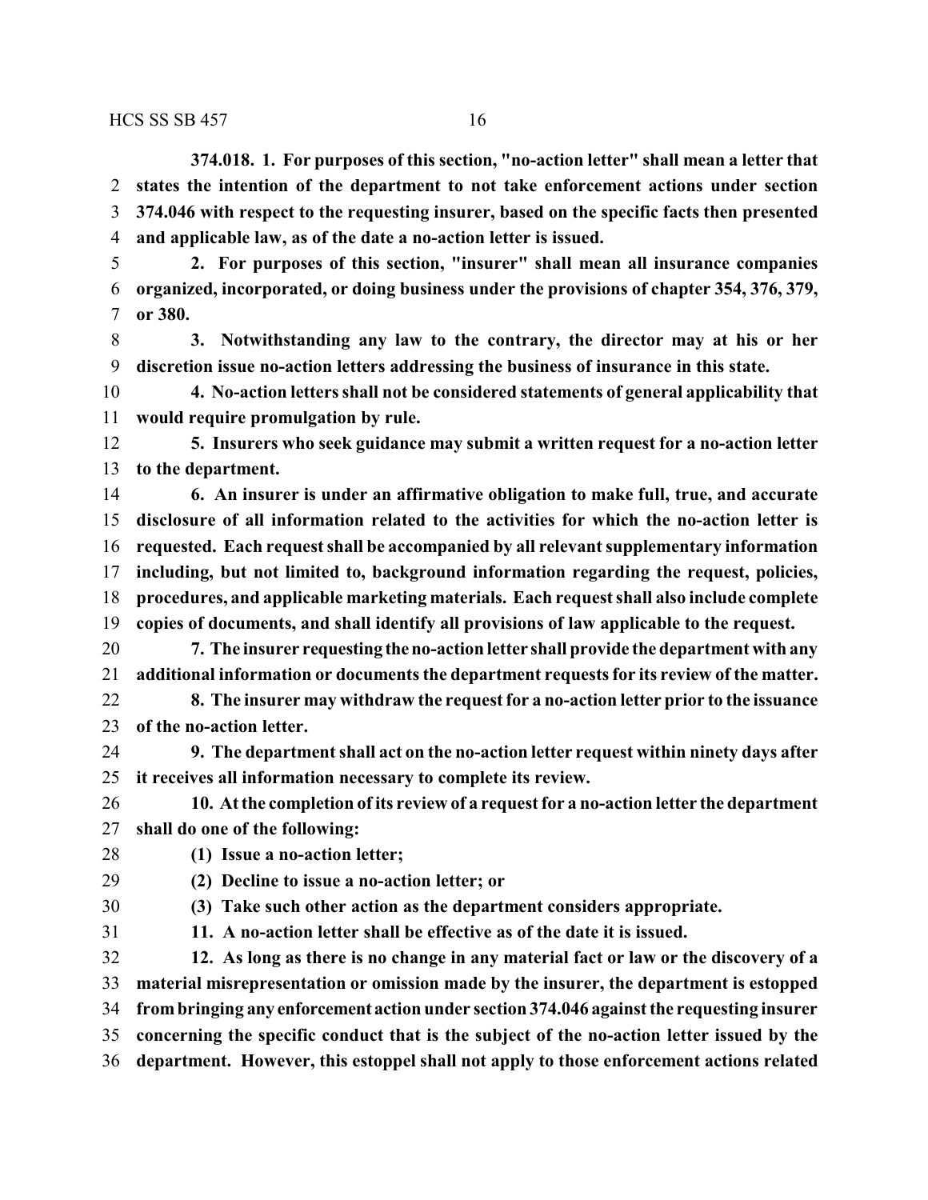**374.018. 1. For purposes of this section, "no-action letter" shall mean a letter that states the intention of the department to not take enforcement actions under section 374.046 with respect to the requesting insurer, based on the specific facts then presented and applicable law, as of the date a no-action letter is issued.**

**2. For purposes of this section, "insurer" shall mean all insurance companies organized, incorporated, or doing business under the provisions of chapter 354, 376, 379, or 380.**

**3. Notwithstanding any law to the contrary, the director may at his or her discretion issue no-action letters addressing the business of insurance in this state.**

**4. No-action letters shall not be considered statements of general applicability that would require promulgation by rule.**

**5. Insurers who seek guidance may submit a written request for a no-action letter to the department.**

**6. An insurer is under an affirmative obligation to make full, true, and accurate disclosure of all information related to the activities for which the no-action letter is requested. Each request shall be accompanied by all relevant supplementary information including, but not limited to, background information regarding the request, policies, procedures, and applicable marketing materials. Each request shall also include complete copies of documents, and shall identify all provisions of law applicable to the request.**

**7. The insurer requesting the no-action letter shall provide the department with any additional information or documents the department requests for its review of the matter.**

**8. The insurer may withdraw the request for a no-action letter prior to the issuance of the no-action letter.**

**9. The department shall act on the no-action letter request within ninety days after it receives all information necessary to complete its review.**

**10. At the completion of its review of a request for a no-action letter the department shall do one of the following:**

**(1) Issue a no-action letter;**

**(2) Decline to issue a no-action letter; or**

**(3) Take such other action as the department considers appropriate.**

**11. A no-action letter shall be effective as of the date it is issued.**

**12. As long as there is no change in any material fact or law or the discovery of a material misrepresentation or omission made by the insurer, the department is estopped from bringing any enforcement action under section 374.046 against the requesting insurer concerning the specific conduct that is the subject of the no-action letter issued by the department. However, this estoppel shall not apply to those enforcement actions related**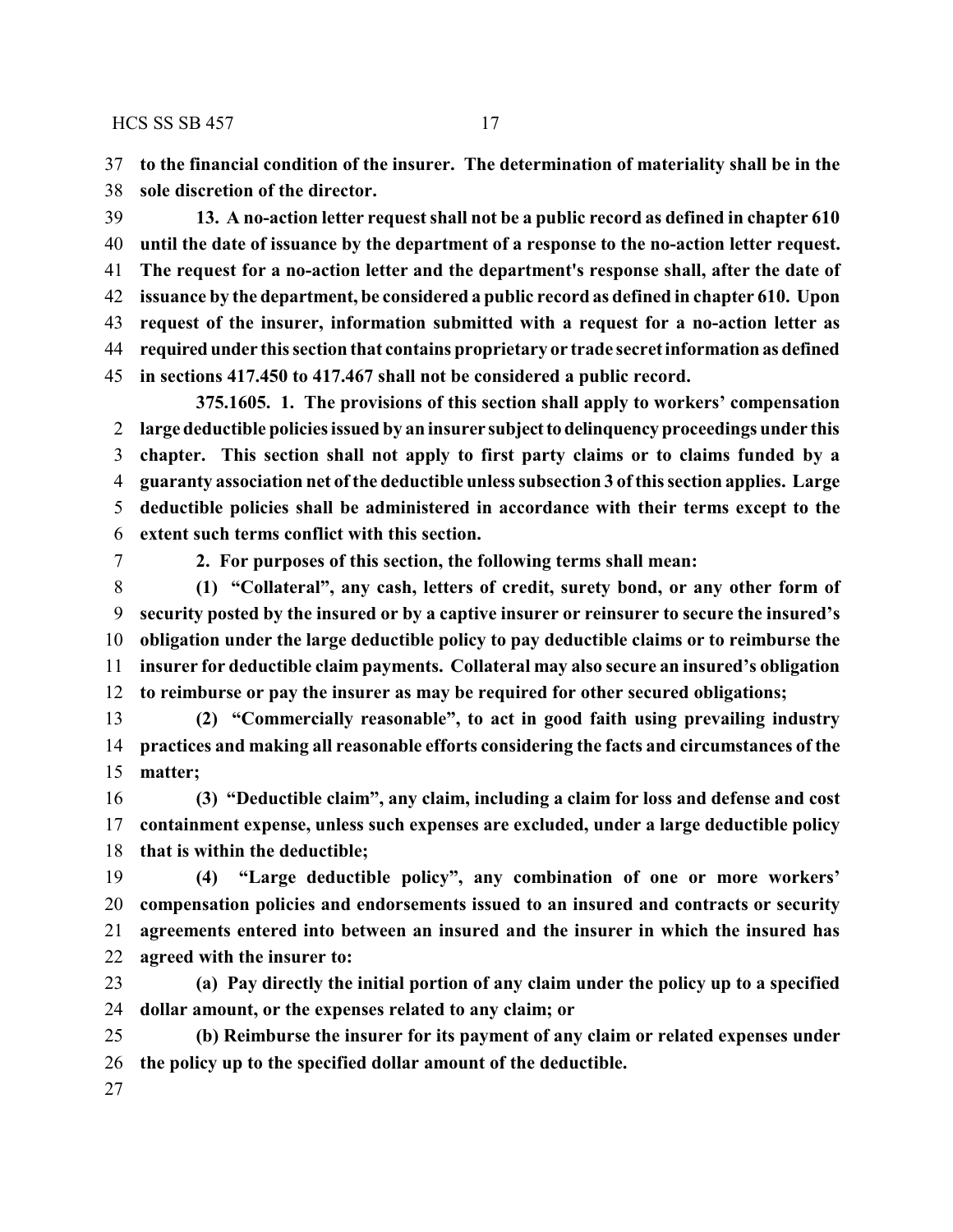**to the financial condition of the insurer. The determination of materiality shall be in the sole discretion of the director.**

**13. A no-action letter request shall not be a public record as defined in chapter 610 until the date of issuance by the department of a response to the no-action letter request. The request for a no-action letter and the department's response shall, after the date of issuance by the department, be considered a public record as defined in chapter 610. Upon request of the insurer, information submitted with a request for a no-action letter as required under this section that contains proprietary or trade secret information as defined in sections 417.450 to 417.467 shall not be considered a public record.**

**375.1605. 1. The provisions of this section shall apply to workers' compensation large deductible policies issued by an insurer subject to delinquency proceedings under this chapter. This section shall not apply to first party claims or to claims funded by a guaranty association net of the deductible unless subsection 3 of this section applies. Large deductible policies shall be administered in accordance with their terms except to the extent such terms conflict with this section.**

**2. For purposes of this section, the following terms shall mean:**

**(1) "Collateral", any cash, letters of credit, surety bond, or any other form of security posted by the insured or by a captive insurer or reinsurer to secure the insured's obligation under the large deductible policy to pay deductible claims or to reimburse the insurer for deductible claim payments. Collateral may also secure an insured's obligation to reimburse or pay the insurer as may be required for other secured obligations;**

**(2) "Commercially reasonable", to act in good faith using prevailing industry practices and making all reasonable efforts considering the facts and circumstances of the matter;**

**(3) "Deductible claim", any claim, including a claim for loss and defense and cost containment expense, unless such expenses are excluded, under a large deductible policy that is within the deductible;**

**(4) "Large deductible policy", any combination of one or more workers' compensation policies and endorsements issued to an insured and contracts or security agreements entered into between an insured and the insurer in which the insured has agreed with the insurer to:**

**(a) Pay directly the initial portion of any claim under the policy up to a specified dollar amount, or the expenses related to any claim; or**

**(b) Reimburse the insurer for its payment of any claim or related expenses under the policy up to the specified dollar amount of the deductible.**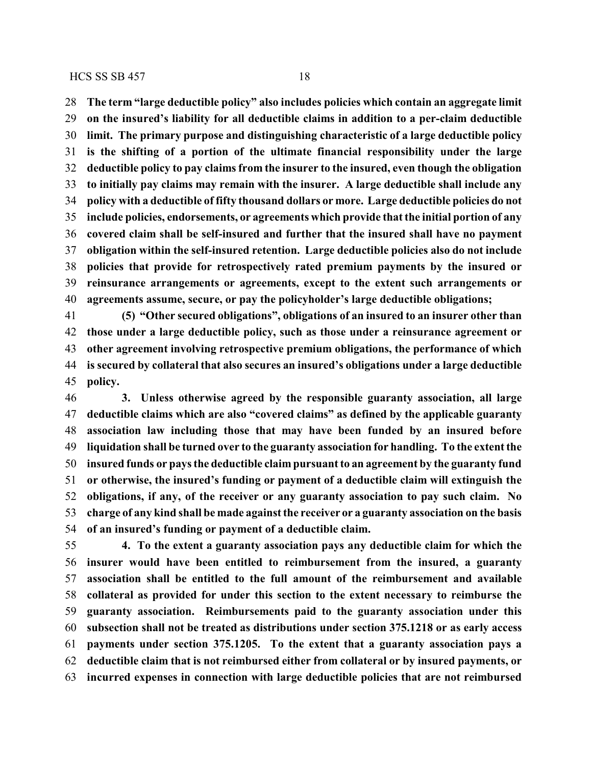**The term "large deductible policy" also includes policies which contain an aggregate limit on the insured's liability for all deductible claims in addition to a per-claim deductible limit. The primary purpose and distinguishing characteristic of a large deductible policy is the shifting of a portion of the ultimate financial responsibility under the large deductible policy to pay claims from the insurer to the insured, even though the obligation to initially pay claims may remain with the insurer. A large deductible shall include any policy with a deductible of fifty thousand dollars or more. Large deductible policies do not include policies, endorsements, or agreements which provide that the initial portion of any covered claim shall be self-insured and further that the insured shall have no payment obligation within the self-insured retention. Large deductible policies also do not include policies that provide for retrospectively rated premium payments by the insured or reinsurance arrangements or agreements, except to the extent such arrangements or agreements assume, secure, or pay the policyholder's large deductible obligations;**

**(5) "Other secured obligations", obligations of an insured to an insurer other than those under a large deductible policy, such as those under a reinsurance agreement or other agreement involving retrospective premium obligations, the performance of which is secured by collateral that also secures an insured's obligations under a large deductible policy.**

**3. Unless otherwise agreed by the responsible guaranty association, all large deductible claims which are also "covered claims" as defined by the applicable guaranty association law including those that may have been funded by an insured before liquidation shall be turned over to the guaranty association for handling. To the extent the insured funds or pays the deductible claim pursuant to an agreement by the guaranty fund or otherwise, the insured's funding or payment of a deductible claim will extinguish the obligations, if any, of the receiver or any guaranty association to pay such claim. No charge of any kind shall be made against the receiver or a guaranty association on the basis of an insured's funding or payment of a deductible claim.**

**4. To the extent a guaranty association pays any deductible claim for which the insurer would have been entitled to reimbursement from the insured, a guaranty association shall be entitled to the full amount of the reimbursement and available collateral as provided for under this section to the extent necessary to reimburse the guaranty association. Reimbursements paid to the guaranty association under this subsection shall not be treated as distributions under section 375.1218 or as early access payments under section 375.1205. To the extent that a guaranty association pays a deductible claim that is not reimbursed either from collateral or by insured payments, or incurred expenses in connection with large deductible policies that are not reimbursed**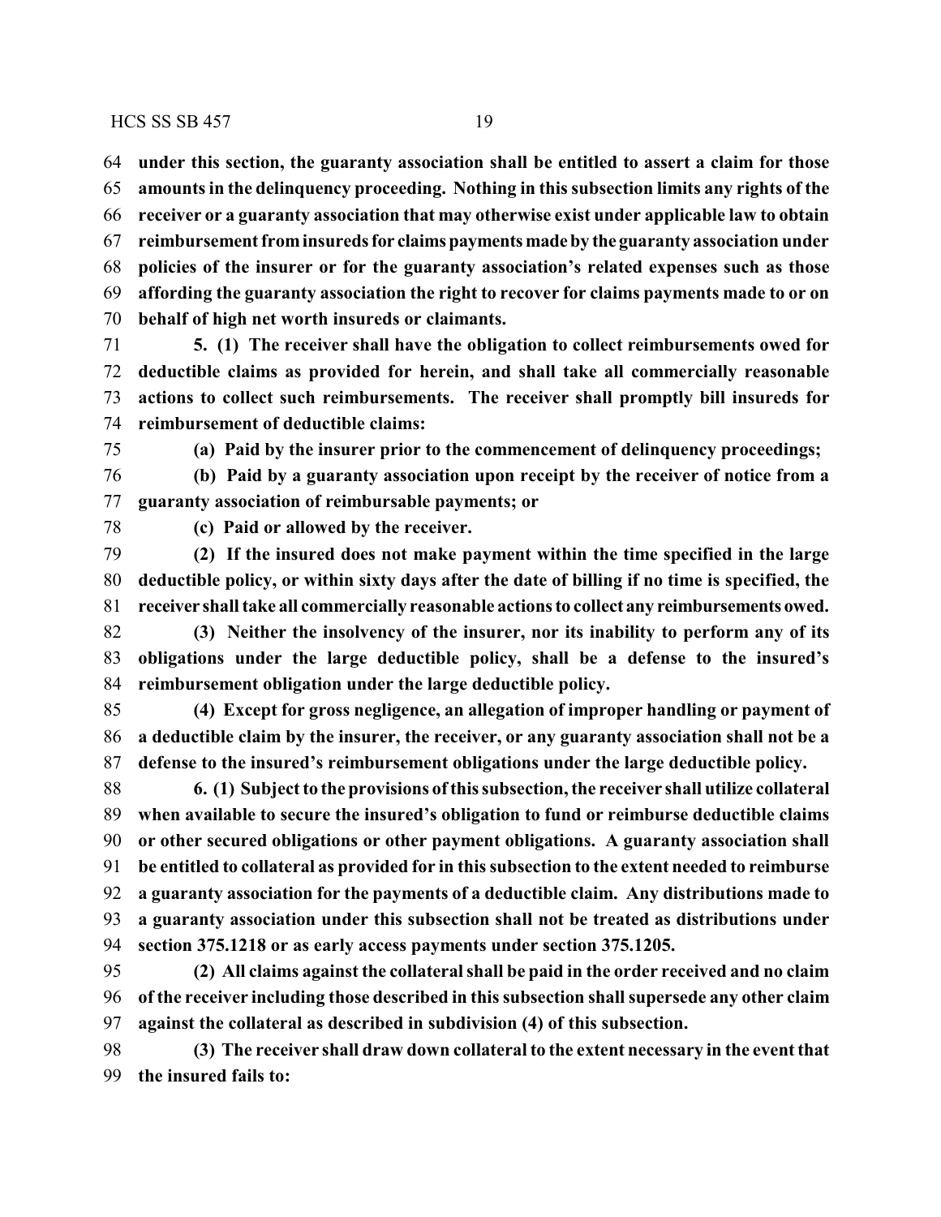**under this section, the guaranty association shall be entitled to assert a claim for those amounts in the delinquency proceeding. Nothing in this subsection limits any rights of the receiver or a guaranty association that may otherwise exist under applicable law to obtain reimbursement from insureds for claims payments made by the guaranty association under policies of the insurer or for the guaranty association's related expenses such as those affording the guaranty association the right to recover for claims payments made to or on behalf of high net worth insureds or claimants.**

**5. (1) The receiver shall have the obligation to collect reimbursements owed for deductible claims as provided for herein, and shall take all commercially reasonable actions to collect such reimbursements. The receiver shall promptly bill insureds for reimbursement of deductible claims:**

**(a) Paid by the insurer prior to the commencement of delinquency proceedings;**

**(b) Paid by a guaranty association upon receipt by the receiver of notice from a guaranty association of reimbursable payments; or**

**(c) Paid or allowed by the receiver.**

**(2) If the insured does not make payment within the time specified in the large deductible policy, or within sixty days after the date of billing if no time is specified, the receiver shall take all commercially reasonable actions to collect any reimbursements owed.**

**(3) Neither the insolvency of the insurer, nor its inability to perform any of its obligations under the large deductible policy, shall be a defense to the insured's reimbursement obligation under the large deductible policy.**

**(4) Except for gross negligence, an allegation of improper handling or payment of a deductible claim by the insurer, the receiver, or any guaranty association shall not be a defense to the insured's reimbursement obligations under the large deductible policy.**

**6. (1) Subject to the provisions of this subsection, the receiver shall utilize collateral when available to secure the insured's obligation to fund or reimburse deductible claims or other secured obligations or other payment obligations. A guaranty association shall be entitled to collateral as provided for in this subsection to the extent needed to reimburse a guaranty association for the payments of a deductible claim. Any distributions made to a guaranty association under this subsection shall not be treated as distributions under section 375.1218 or as early access payments under section 375.1205.**

**(2) All claims against the collateral shall be paid in the order received and no claim of the receiver including those described in this subsection shall supersede any other claim against the collateral as described in subdivision (4) of this subsection.**

**(3) The receiver shall draw down collateral to the extent necessary in the event that the insured fails to:**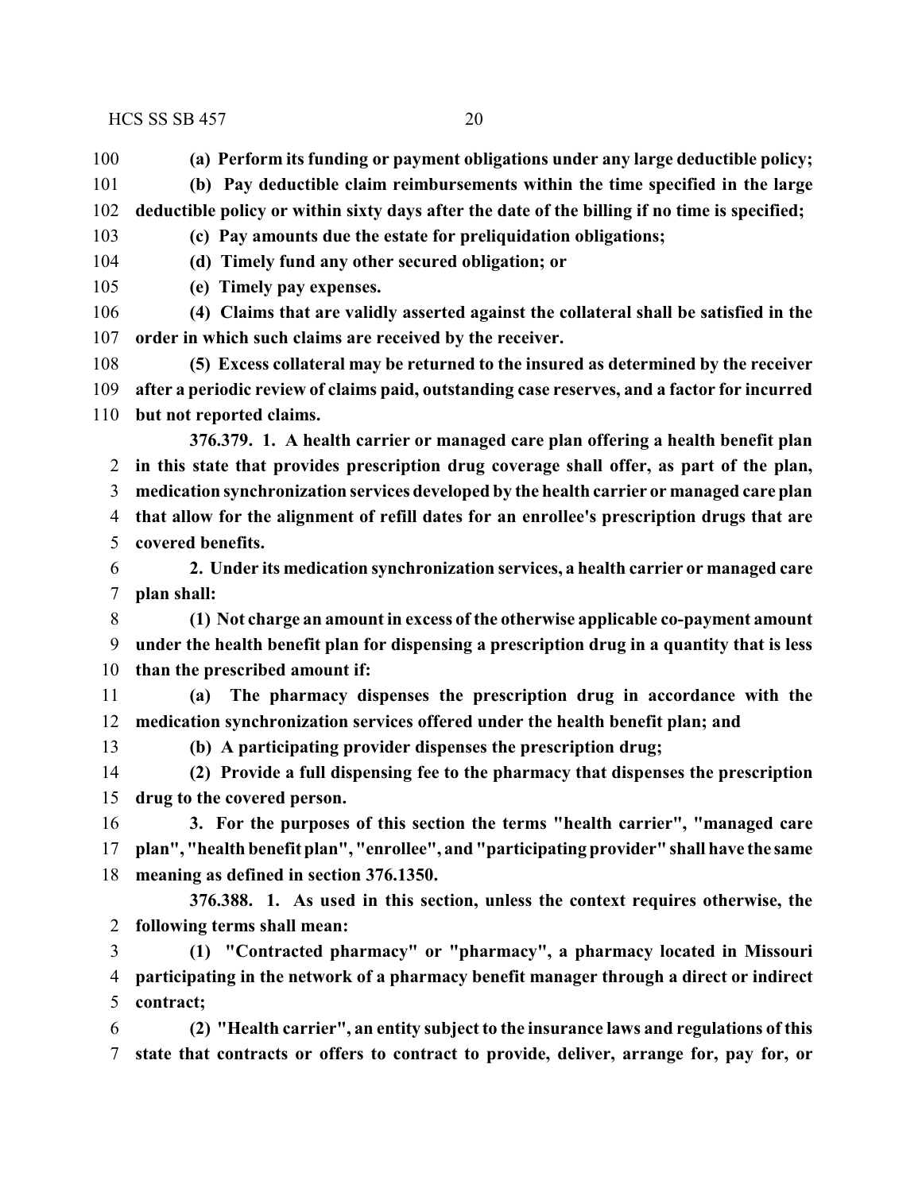**(a) Perform its funding or payment obligations under any large deductible policy;**

**(b) Pay deductible claim reimbursements within the time specified in the large deductible policy or within sixty days after the date of the billing if no time is specified;**

**(c) Pay amounts due the estate for preliquidation obligations;**

**(d) Timely fund any other secured obligation; or**

**(e) Timely pay expenses.**

**(4) Claims that are validly asserted against the collateral shall be satisfied in the order in which such claims are received by the receiver.**

**(5) Excess collateral may be returned to the insured as determined by the receiver after a periodic review of claims paid, outstanding case reserves, and a factor for incurred but not reported claims.**

**376.379. 1. A health carrier or managed care plan offering a health benefit plan in this state that provides prescription drug coverage shall offer, as part of the plan, medication synchronization services developed by the health carrier or managed care plan that allow for the alignment of refill dates for an enrollee's prescription drugs that are covered benefits.**

**2. Under its medication synchronization services, a health carrier or managed care plan shall:**

**(1) Not charge an amount in excess of the otherwise applicable co-payment amount under the health benefit plan for dispensing a prescription drug in a quantity that is less than the prescribed amount if:**

**(a) The pharmacy dispenses the prescription drug in accordance with the medication synchronization services offered under the health benefit plan; and**

**(b) A participating provider dispenses the prescription drug;**

**(2) Provide a full dispensing fee to the pharmacy that dispenses the prescription drug to the covered person.**

**3. For the purposes of this section the terms "health carrier", "managed care plan", "health benefit plan", "enrollee", and "participating provider" shall have the same meaning as defined in section 376.1350.**

**376.388. 1. As used in this section, unless the context requires otherwise, the following terms shall mean:**

**(1) "Contracted pharmacy" or "pharmacy", a pharmacy located in Missouri participating in the network of a pharmacy benefit manager through a direct or indirect contract;**

**(2) "Health carrier", an entity subject to the insurance laws and regulations of this state that contracts or offers to contract to provide, deliver, arrange for, pay for, or**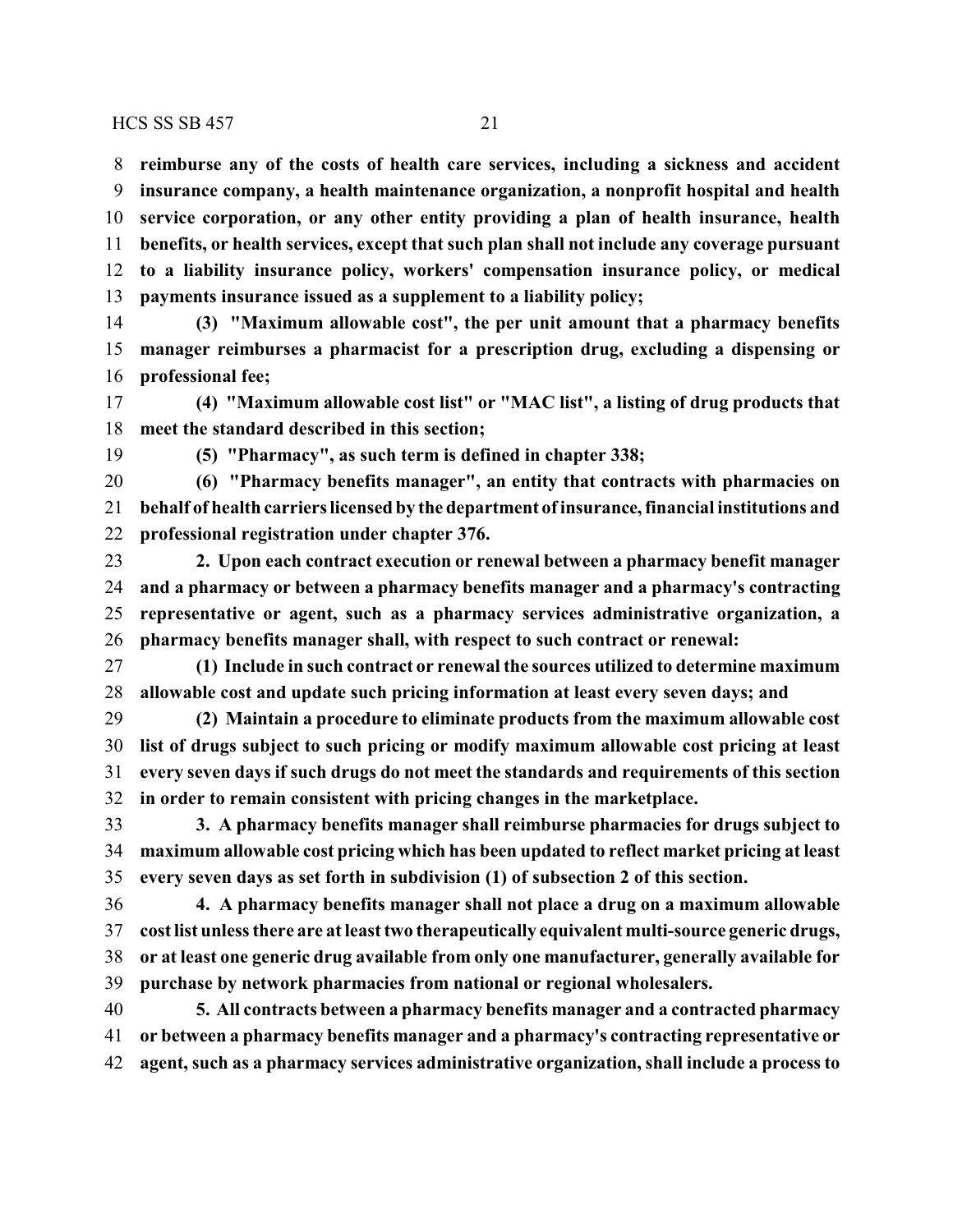**reimburse any of the costs of health care services, including a sickness and accident insurance company, a health maintenance organization, a nonprofit hospital and health service corporation, or any other entity providing a plan of health insurance, health benefits, or health services, except that such plan shall not include any coverage pursuant to a liability insurance policy, workers' compensation insurance policy, or medical payments insurance issued as a supplement to a liability policy;**

**(3) "Maximum allowable cost", the per unit amount that a pharmacy benefits manager reimburses a pharmacist for a prescription drug, excluding a dispensing or professional fee;**

**(4) "Maximum allowable cost list" or "MAC list", a listing of drug products that meet the standard described in this section;**

**(5) "Pharmacy", as such term is defined in chapter 338;**

**(6) "Pharmacy benefits manager", an entity that contracts with pharmacies on behalf of health carriers licensed by the department of insurance, financial institutions and professional registration under chapter 376.**

**2. Upon each contract execution or renewal between a pharmacy benefit manager and a pharmacy or between a pharmacy benefits manager and a pharmacy's contracting representative or agent, such as a pharmacy services administrative organization, a pharmacy benefits manager shall, with respect to such contract or renewal:**

**(1) Include in such contract or renewal the sources utilized to determine maximum allowable cost and update such pricing information at least every seven days; and**

**(2) Maintain a procedure to eliminate products from the maximum allowable cost list of drugs subject to such pricing or modify maximum allowable cost pricing at least every seven days if such drugs do not meet the standards and requirements of this section in order to remain consistent with pricing changes in the marketplace.**

**3. A pharmacy benefits manager shall reimburse pharmacies for drugs subject to maximum allowable cost pricing which has been updated to reflect market pricing at least every seven days as set forth in subdivision (1) of subsection 2 of this section.**

**4. A pharmacy benefits manager shall not place a drug on a maximum allowable cost list unless there are at least two therapeutically equivalent multi-source generic drugs, or at least one generic drug available from only one manufacturer, generally available for purchase by network pharmacies from national or regional wholesalers.**

**5. All contracts between a pharmacy benefits manager and a contracted pharmacy or between a pharmacy benefits manager and a pharmacy's contracting representative or agent, such as a pharmacy services administrative organization, shall include a process to**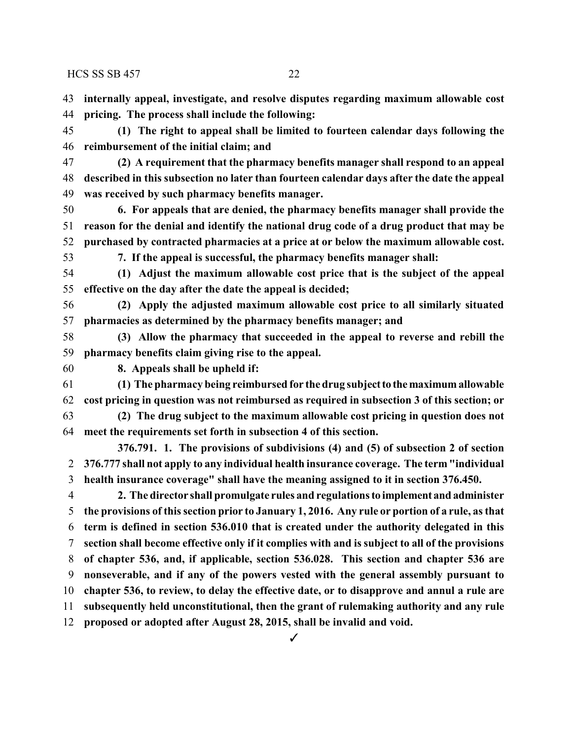**internally appeal, investigate, and resolve disputes regarding maximum allowable cost pricing. The process shall include the following:**

**(1) The right to appeal shall be limited to fourteen calendar days following the reimbursement of the initial claim; and**

**(2) A requirement that the pharmacy benefits manager shall respond to an appeal described in this subsection no later than fourteen calendar days after the date the appeal was received by such pharmacy benefits manager.**

**6. For appeals that are denied, the pharmacy benefits manager shall provide the reason for the denial and identify the national drug code of a drug product that may be purchased by contracted pharmacies at a price at or below the maximum allowable cost.**

**7. If the appeal is successful, the pharmacy benefits manager shall:**

**(1) Adjust the maximum allowable cost price that is the subject of the appeal effective on the day after the date the appeal is decided;**

**(2) Apply the adjusted maximum allowable cost price to all similarly situated pharmacies as determined by the pharmacy benefits manager; and**

**(3) Allow the pharmacy that succeeded in the appeal to reverse and rebill the pharmacy benefits claim giving rise to the appeal.**

**8. Appeals shall be upheld if:**

**(1) The pharmacy being reimbursed for the drug subject to the maximum allowable cost pricing in question was not reimbursed as required in subsection 3 of this section; or**

**(2) The drug subject to the maximum allowable cost pricing in question does not meet the requirements set forth in subsection 4 of this section.**

**376.791. 1. The provisions of subdivisions (4) and (5) of subsection 2 of section 376.777 shall not apply to any individual health insurance coverage. The term "individual health insurance coverage" shall have the meaning assigned to it in section 376.450.**

**2. The director shall promulgate rules and regulations to implement and administer the provisions of this section prior to January 1, 2016. Any rule or portion of a rule, as that term is defined in section 536.010 that is created under the authority delegated in this section shall become effective only if it complies with and is subject to all of the provisions of chapter 536, and, if applicable, section 536.028. This section and chapter 536 are nonseverable, and if any of the powers vested with the general assembly pursuant to chapter 536, to review, to delay the effective date, or to disapprove and annul a rule are subsequently held unconstitutional, then the grant of rulemaking authority and any rule proposed or adopted after August 28, 2015, shall be invalid and void.**

✓